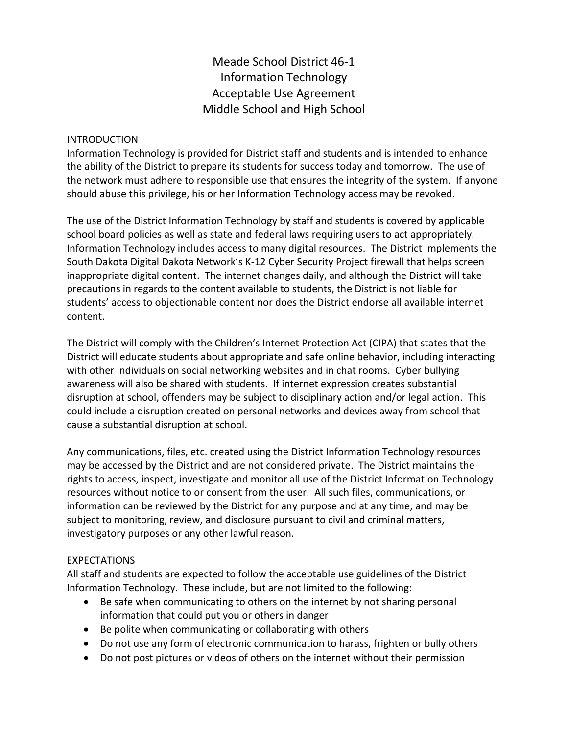# Meade School District 46-1
# Information Technology
# Acceptable Use Agreement
# Middle School and High School

## INTRODUCTION

Information Technology is provided for District staff and students and is intended to enhance the ability of the District to prepare its students for success today and tomorrow. The use of the network must adhere to responsible use that ensures the integrity of the system. If anyone should abuse this privilege, his or her Information Technology access may be revoked.

The use of the District Information Technology by staff and students is covered by applicable school board policies as well as state and federal laws requiring users to act appropriately. Information Technology includes access to many digital resources. The District implements the South Dakota Digital Dakota Network's K-12 Cyber Security Project firewall that helps screen inappropriate digital content. The internet changes daily, and although the District will take precautions in regards to the content available to students, the District is not liable for students' access to objectionable content nor does the District endorse all available internet content.

The District will comply with the Children's Internet Protection Act (CIPA) that states that the District will educate students about appropriate and safe online behavior, including interacting with other individuals on social networking websites and in chat rooms. Cyber bullying awareness will also be shared with students. If internet expression creates substantial disruption at school, offenders may be subject to disciplinary action and/or legal action. This could include a disruption created on personal networks and devices away from school that cause a substantial disruption at school.

Any communications, files, etc. created using the District Information Technology resources may be accessed by the District and are not considered private. The District maintains the rights to access, inspect, investigate and monitor all use of the District Information Technology resources without notice to or consent from the user. All such files, communications, or information can be reviewed by the District for any purpose and at any time, and may be subject to monitoring, review, and disclosure pursuant to civil and criminal matters, investigatory purposes or any other lawful reason.

## EXPECTATIONS

All staff and students are expected to follow the acceptable use guidelines of the District Information Technology. These include, but are not limited to the following:

- Be safe when communicating to others on the internet by not sharing personal information that could put you or others in danger
- Be polite when communicating or collaborating with others
- Do not use any form of electronic communication to harass, frighten or bully others
- Do not post pictures or videos of others on the internet without their permission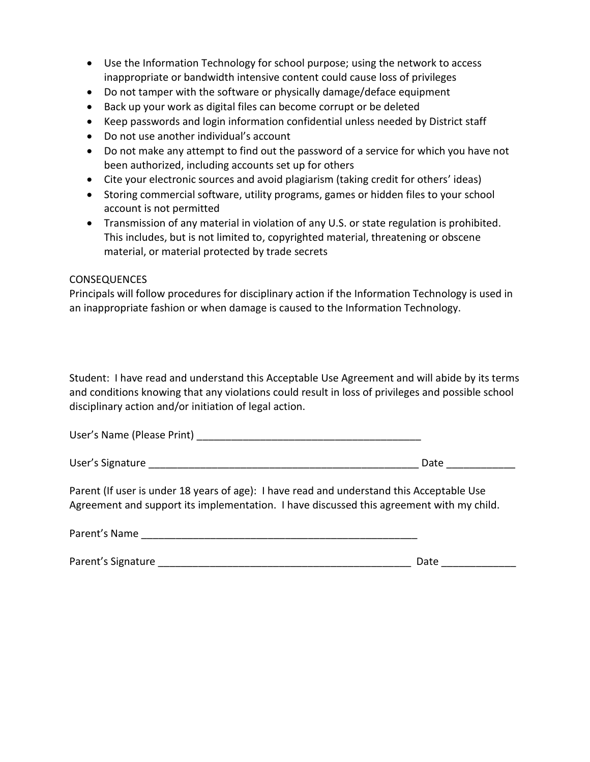- Use the Information Technology for school purpose; using the network to access inappropriate or bandwidth intensive content could cause loss of privileges
- Do not tamper with the software or physically damage/deface equipment
- Back up your work as digital files can become corrupt or be deleted
- Keep passwords and login information confidential unless needed by District staff
- Do not use another individual's account
- Do not make any attempt to find out the password of a service for which you have not been authorized, including accounts set up for others
- Cite your electronic sources and avoid plagiarism (taking credit for others' ideas)
- Storing commercial software, utility programs, games or hidden files to your school account is not permitted
- Transmission of any material in violation of any U.S. or state regulation is prohibited. This includes, but is not limited to, copyrighted material, threatening or obscene material, or material protected by trade secrets

CONSEQUENCES

Principals will follow procedures for disciplinary action if the Information Technology is used in an inappropriate fashion or when damage is caused to the Information Technology.

Student: I have read and understand this Acceptable Use Agreement and will abide by its terms and conditions knowing that any violations could result in loss of privileges and possible school disciplinary action and/or initiation of legal action.

User's Name (Please Print) ________________________________________

User's Signature _________________________________________________ Date ___________

Parent (If user is under 18 years of age): I have read and understand this Acceptable Use Agreement and support its implementation. I have discussed this agreement with my child.

Parent's Name _________________________________________________

Parent's Signature _____________________________________________ Date ____________